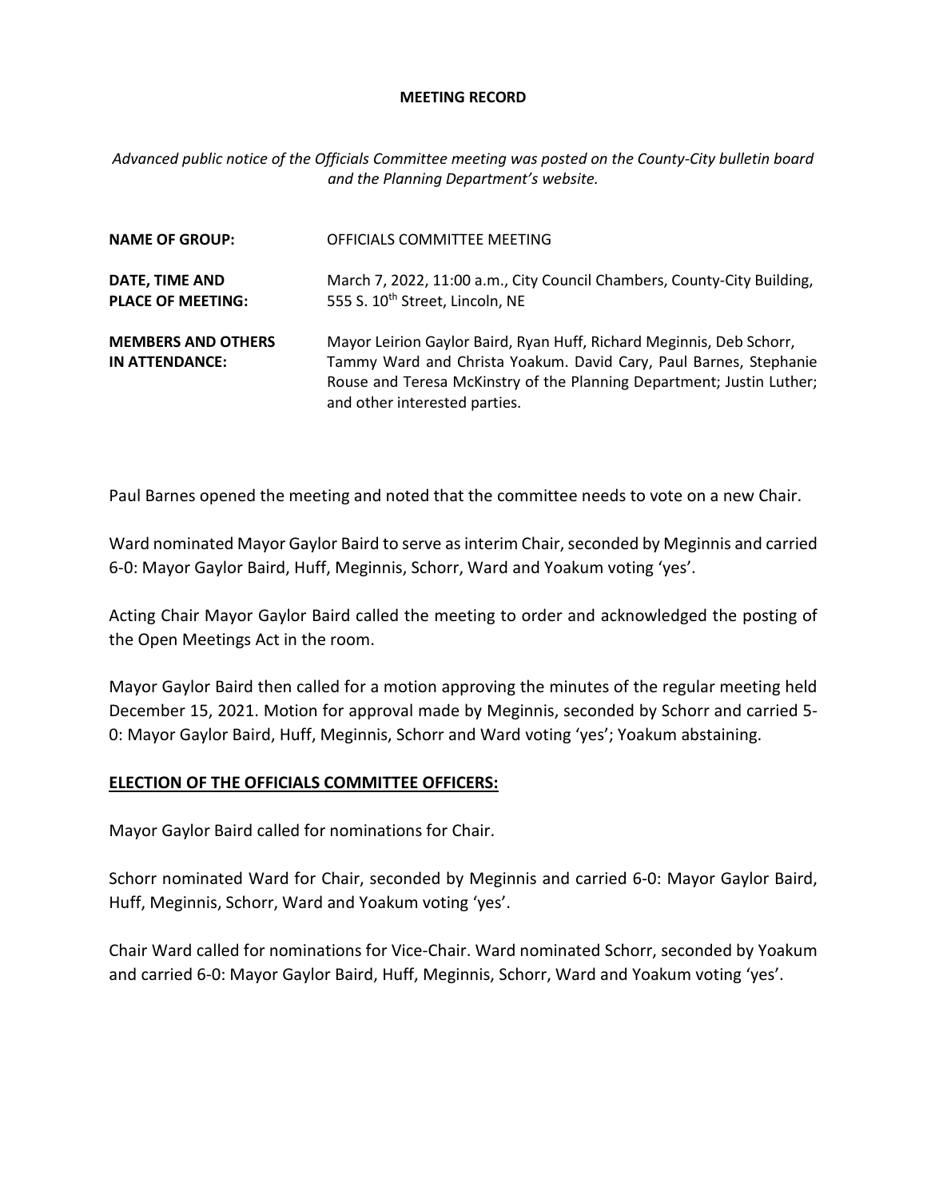**MEETING RECORD**

*Advanced public notice of the Officials Committee meeting was posted on the County-City bulletin board and the Planning Department's website.*

| | |
|---|---|
| **NAME OF GROUP:** | OFFICIALS COMMITTEE MEETING |
| **DATE, TIME AND PLACE OF MEETING:** | March 7, 2022, 11:00 a.m., City Council Chambers, County-City Building, 555 S. 10th Street, Lincoln, NE |
| **MEMBERS AND OTHERS IN ATTENDANCE:** | Mayor Leirion Gaylor Baird, Ryan Huff, Richard Meginnis, Deb Schorr, Tammy Ward and Christa Yoakum. David Cary, Paul Barnes, Stephanie Rouse and Teresa McKinstry of the Planning Department; Justin Luther; and other interested parties. |

Paul Barnes opened the meeting and noted that the committee needs to vote on a new Chair.

Ward nominated Mayor Gaylor Baird to serve as interim Chair, seconded by Meginnis and carried 6-0: Mayor Gaylor Baird, Huff, Meginnis, Schorr, Ward and Yoakum voting 'yes'.

Acting Chair Mayor Gaylor Baird called the meeting to order and acknowledged the posting of the Open Meetings Act in the room.

Mayor Gaylor Baird then called for a motion approving the minutes of the regular meeting held December 15, 2021. Motion for approval made by Meginnis, seconded by Schorr and carried 5-0: Mayor Gaylor Baird, Huff, Meginnis, Schorr and Ward voting 'yes'; Yoakum abstaining.

**ELECTION OF THE OFFICIALS COMMITTEE OFFICERS:**

Mayor Gaylor Baird called for nominations for Chair.

Schorr nominated Ward for Chair, seconded by Meginnis and carried 6-0: Mayor Gaylor Baird, Huff, Meginnis, Schorr, Ward and Yoakum voting 'yes'.

Chair Ward called for nominations for Vice-Chair. Ward nominated Schorr, seconded by Yoakum and carried 6-0: Mayor Gaylor Baird, Huff, Meginnis, Schorr, Ward and Yoakum voting 'yes'.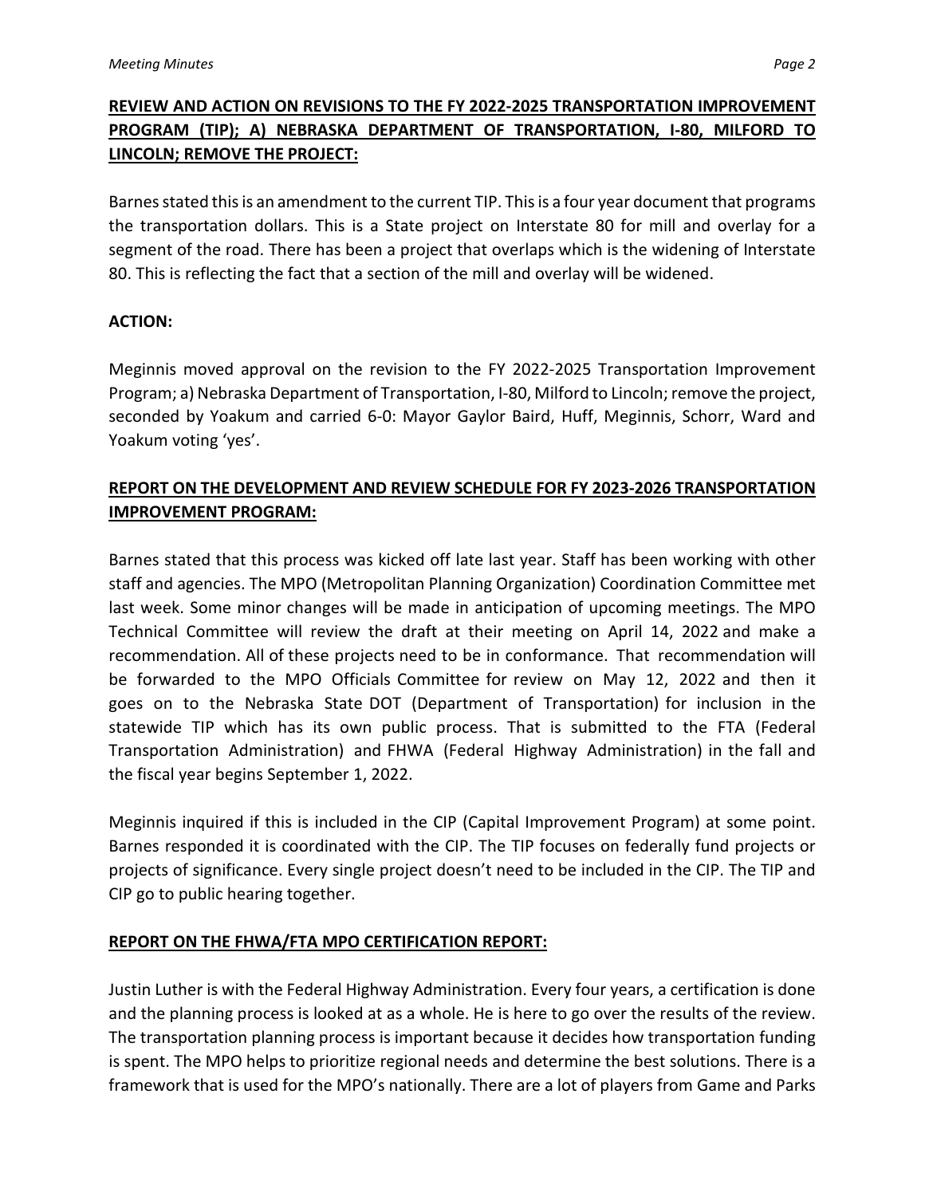**REVIEW AND ACTION ON REVISIONS TO THE FY 2022-2025 TRANSPORTATION IMPROVEMENT PROGRAM (TIP); A) NEBRASKA DEPARTMENT OF TRANSPORTATION, I-80, MILFORD TO LINCOLN; REMOVE THE PROJECT:**

Barnes stated this is an amendment to the current TIP. This is a four year document that programs the transportation dollars. This is a State project on Interstate 80 for mill and overlay for a segment of the road. There has been a project that overlaps which is the widening of Interstate 80. This is reflecting the fact that a section of the mill and overlay will be widened.

**ACTION:**

Meginnis moved approval on the revision to the FY 2022-2025 Transportation Improvement Program; a) Nebraska Department of Transportation, I-80, Milford to Lincoln; remove the project, seconded by Yoakum and carried 6-0: Mayor Gaylor Baird, Huff, Meginnis, Schorr, Ward and Yoakum voting 'yes'.

**REPORT ON THE DEVELOPMENT AND REVIEW SCHEDULE FOR FY 2023-2026 TRANSPORTATION IMPROVEMENT PROGRAM:**

Barnes stated that this process was kicked off late last year. Staff has been working with other staff and agencies. The MPO (Metropolitan Planning Organization) Coordination Committee met last week. Some minor changes will be made in anticipation of upcoming meetings. The MPO Technical Committee will review the draft at their meeting on April 14, 2022 and make a recommendation. All of these projects need to be in conformance. That recommendation will be forwarded to the MPO Officials Committee for review on May 12, 2022 and then it goes on to the Nebraska State DOT (Department of Transportation) for inclusion in the statewide TIP which has its own public process. That is submitted to the FTA (Federal Transportation Administration) and FHWA (Federal Highway Administration) in the fall and the fiscal year begins September 1, 2022.

Meginnis inquired if this is included in the CIP (Capital Improvement Program) at some point. Barnes responded it is coordinated with the CIP. The TIP focuses on federally fund projects or projects of significance. Every single project doesn't need to be included in the CIP. The TIP and CIP go to public hearing together.

**REPORT ON THE FHWA/FTA MPO CERTIFICATION REPORT:**

Justin Luther is with the Federal Highway Administration. Every four years, a certification is done and the planning process is looked at as a whole. He is here to go over the results of the review. The transportation planning process is important because it decides how transportation funding is spent. The MPO helps to prioritize regional needs and determine the best solutions. There is a framework that is used for the MPO's nationally. There are a lot of players from Game and Parks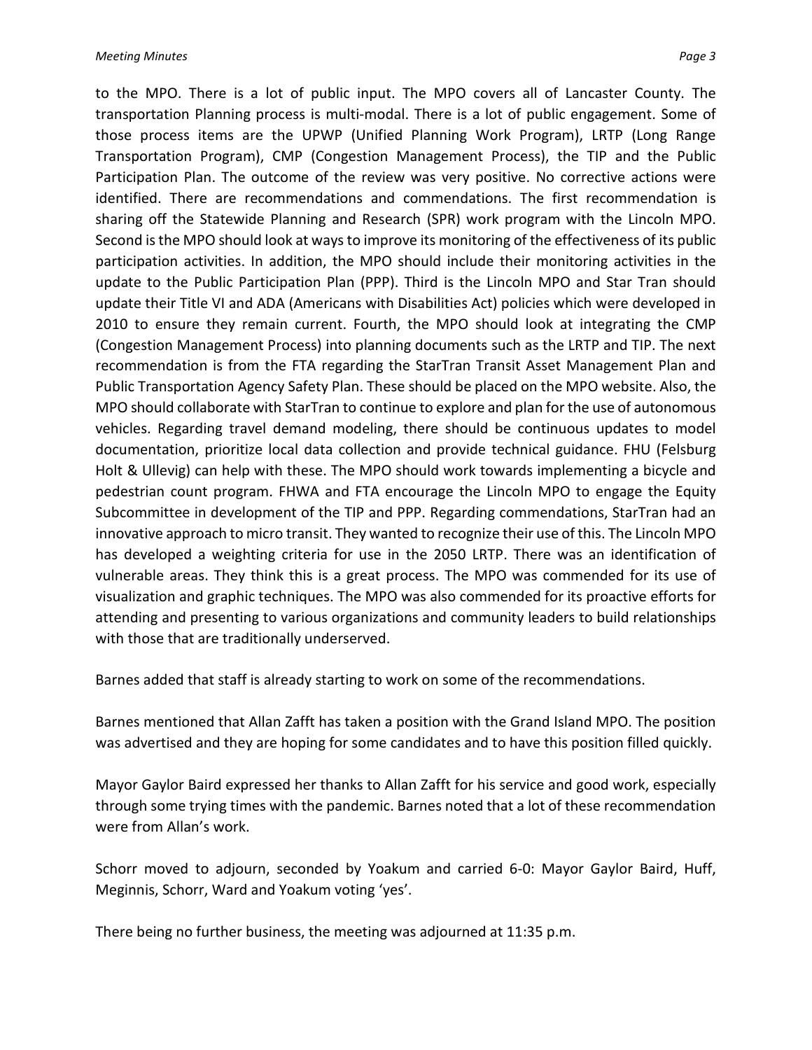to the MPO. There is a lot of public input. The MPO covers all of Lancaster County. The transportation Planning process is multi-modal. There is a lot of public engagement. Some of those process items are the UPWP (Unified Planning Work Program), LRTP (Long Range Transportation Program), CMP (Congestion Management Process), the TIP and the Public Participation Plan. The outcome of the review was very positive. No corrective actions were identified. There are recommendations and commendations. The first recommendation is sharing off the Statewide Planning and Research (SPR) work program with the Lincoln MPO. Second is the MPO should look at ways to improve its monitoring of the effectiveness of its public participation activities. In addition, the MPO should include their monitoring activities in the update to the Public Participation Plan (PPP). Third is the Lincoln MPO and Star Tran should update their Title VI and ADA (Americans with Disabilities Act) policies which were developed in 2010 to ensure they remain current. Fourth, the MPO should look at integrating the CMP (Congestion Management Process) into planning documents such as the LRTP and TIP. The next recommendation is from the FTA regarding the StarTran Transit Asset Management Plan and Public Transportation Agency Safety Plan. These should be placed on the MPO website. Also, the MPO should collaborate with StarTran to continue to explore and plan for the use of autonomous vehicles. Regarding travel demand modeling, there should be continuous updates to model documentation, prioritize local data collection and provide technical guidance. FHU (Felsburg Holt & Ullevig) can help with these. The MPO should work towards implementing a bicycle and pedestrian count program. FHWA and FTA encourage the Lincoln MPO to engage the Equity Subcommittee in development of the TIP and PPP. Regarding commendations, StarTran had an innovative approach to micro transit. They wanted to recognize their use of this. The Lincoln MPO has developed a weighting criteria for use in the 2050 LRTP. There was an identification of vulnerable areas. They think this is a great process. The MPO was commended for its use of visualization and graphic techniques. The MPO was also commended for its proactive efforts for attending and presenting to various organizations and community leaders to build relationships with those that are traditionally underserved.

Barnes added that staff is already starting to work on some of the recommendations.

Barnes mentioned that Allan Zafft has taken a position with the Grand Island MPO. The position was advertised and they are hoping for some candidates and to have this position filled quickly.

Mayor Gaylor Baird expressed her thanks to Allan Zafft for his service and good work, especially through some trying times with the pandemic. Barnes noted that a lot of these recommendation were from Allan's work.

Schorr moved to adjourn, seconded by Yoakum and carried 6-0: Mayor Gaylor Baird, Huff, Meginnis, Schorr, Ward and Yoakum voting 'yes'.

There being no further business, the meeting was adjourned at 11:35 p.m.